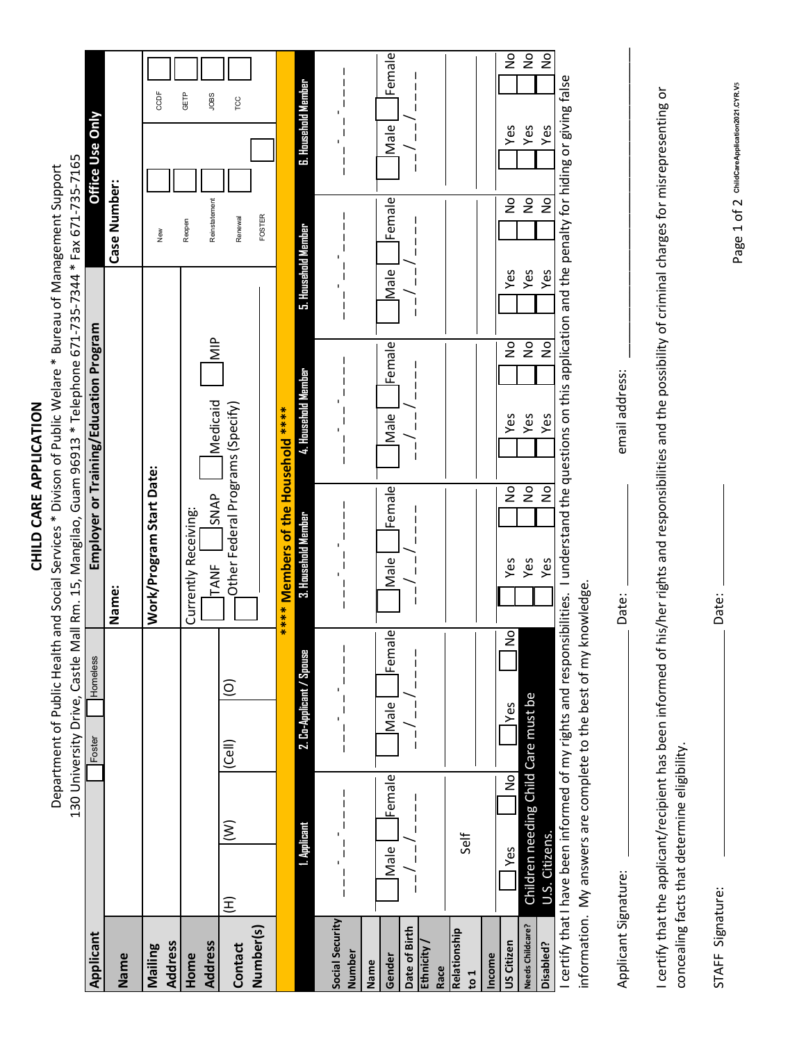# CHILD CARE APPLICATION

Department of Public Health and Social Services * Divison of Public Welare * Bureau of Management Support
130 University Drive, Castle Mall Rm. 15, Mangilao, Guam 96913 * Telephone 671-735-7344 * Fax 671-735-7165

| Applicant | Foster / Homeless | Employer or Training/Education Program | Office Use Only |
|---|---|---|---|
| **Name** | | **Name:** | **Case Number:** |
| **Mailing Address** | | **Work/Program Start Date:** | New / Reopen / Reinstatement / Renewal / FOSTER; CCDF / GETP / JOBS / TCC |
| **Home Address** | | Currently Receiving: TANF / SNAP / Medicaid / MIP | |
| **Contact Number(s)** | (H) (W) (Cell) (O) | Other Federal Programs (Specify) | |

**** Members of the Household ****

| | 1. Applicant | 2. Co-Applicant / Spouse | 3. Household Member | 4. Household Member | 5. Household Member | 6. Household Member |
|---|---|---|---|---|---|---|
| **Social Security Number** | ___-__-____ | ___-__-____ | ___-__-____ | ___-__-____ | ___-__-____ | ___-__-____ |
| **Name** | | | | | | |
| **Gender** | Male / Female | Male / Female | Male / Female | Male / Female | Male / Female | Male / Female |
| **Date of Birth** | __/__/____ | __/__/____ | __/__/____ | __/__/____ | __/__/____ | __/__/____ |
| **Ethnicity / Race** | | | | | | |
| **Relationship to 1** | Self | | | | | |
| **Income** | | | | | | |
| **US Citizen** | Yes / No | Yes / No | Yes / No | Yes / No | Yes / No | Yes / No |
| **Needs Childcare?** | Children needing Child Care must be U.S. Citizens. | | Yes / No | Yes / No | Yes / No | Yes / No |
| **Disabled?** | | | Yes / No | Yes / No | Yes / No | Yes / No |

I certify that I have been informed of my rights and responsibilities. I understand the questions on this application and the penalty for hiding or giving false information. My answers are complete to the best of my knowledge.

Applicant Signature: ______________________ Date: __________ email address: ______________________

I certify that the applicant/recipient has been informed of his/her rights and responsibilities and the possibility of criminal charges for misrepresenting or concealing facts that determine eligibility.

STAFF Signature: ______________________ Date: __________

ChildCareApplication2021.CYR.V5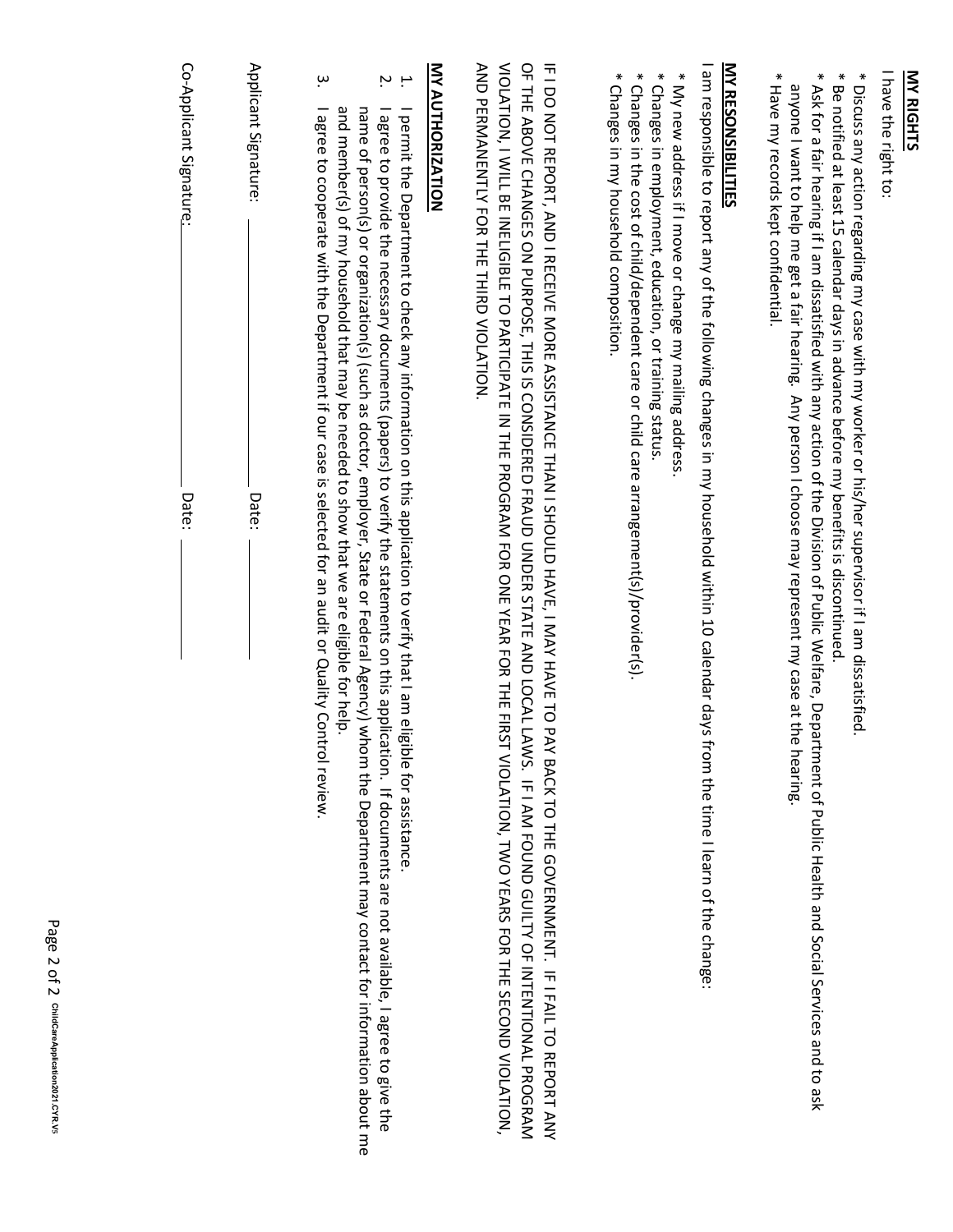## MY RIGHTS

I have the right to:

* Discuss any action regarding my case with my worker or his/her supervisor if I am dissatisfied.
* Be notified at least 15 calendar days in advance before my benefits is discontinued.
* Ask for a fair hearing if I am dissatisfied with any action of the Division of Public Welfare, Department of Public Health and Social Services and to ask anyone I want to help me get a fair hearing. Any person I choose may represent my case at the hearing.
* Have my records kept confidential.

## MY RESONSIBILITIES

I am responsible to report any of the following changes in my household within 10 calendar days from the time I learn of the change:

* My new address if I move or change my mailing address.
* Changes in employment, education, or training status.
* Changes in the cost of child/dependent care or child care arrangement(s)/provider(s).
* Changes in my household composition.

IF I DO NOT REPORT, AND I RECEIVE MORE ASSISTANCE THAN I SHOULD HAVE, I MAY HAVE TO PAY BACK TO THE GOVERNMENT. IF I FAIL TO REPORT ANY OF THE ABOVE CHANGES ON PURPOSE, THIS IS CONSIDERED FRAUD UNDER STATE AND LOCAL LAWS. IF I AM FOUND GUILTY OF INTENTIONAL PROGRAM VIOLATION, I WILL BE INELIGIBLE TO PARTICIPATE IN THE PROGRAM FOR ONE YEAR FOR THE FIRST VIOLATION, TWO YEARS FOR THE SECOND VIOLATION, AND PERMANENTLY FOR THE THIRD VIOLATION.

## MY AUTHORIZATION

1. I permit the Department to check any information on this application to verify that I am eligible for assistance.
2. I agree to provide the necessary documents (papers) to verify the statements on this application. If documents are not available, I agree to give the name of person(s) or organization(s) (such as doctor, employer, State or Federal Agency) whom the Department may contact for information about me and member(s) of my household that may be needed to show that we are eligible for help.
3. I agree to cooperate with the Department if our case is selected for an audit or Quality Control review.

Applicant Signature: ______________________ Date: __________

Co-Applicant Signature: ______________________ Date: __________

ChildCareApplication2021.CYR.V5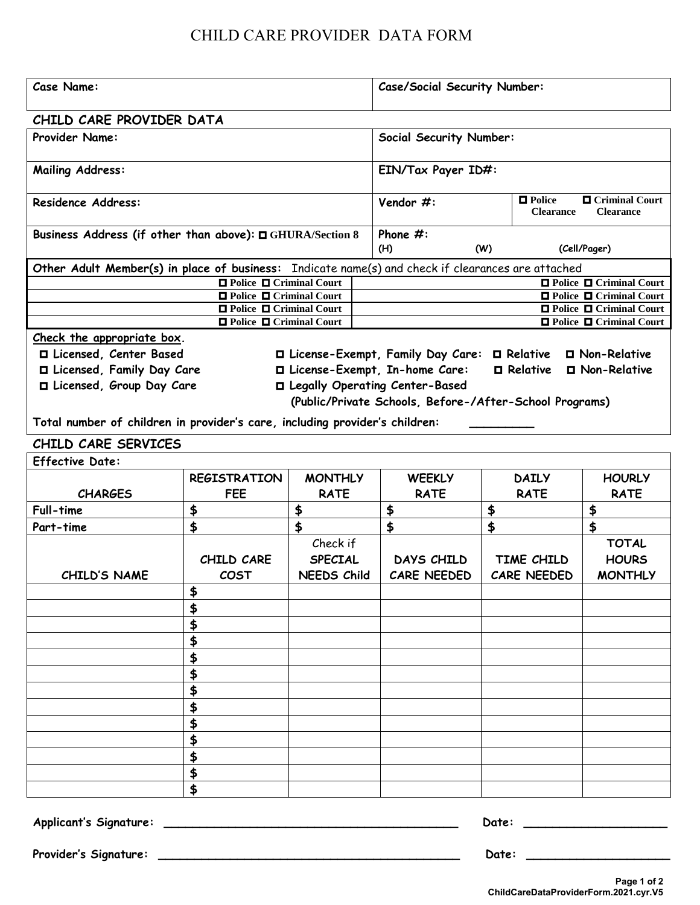# CHILD CARE PROVIDER DATA FORM

| **Case Name:** | **Case/Social Security Number:** |
|---|---|

## CHILD CARE PROVIDER DATA

| | | |
|---|---|---|
| **Provider Name:** | **Social Security Number:** | |
| **Mailing Address:** | **EIN/Tax Payer ID#:** | |
| **Residence Address:** | **Vendor #:** | ☐ **Police Clearance** ☐ **Criminal Court Clearance** |
| **Business Address (if other than above):** ☐ **GHURA/Section 8** | **Phone #:** (H) (W) (Cell/Pager) | |

**Other Adult Member(s) in place of business:** Indicate name(s) and check if clearances are attached

| | |
|---|---|
| ☐ Police ☐ Criminal Court | ☐ Police ☐ Criminal Court |
| ☐ Police ☐ Criminal Court | ☐ Police ☐ Criminal Court |
| ☐ Police ☐ Criminal Court | ☐ Police ☐ Criminal Court |
| ☐ Police ☐ Criminal Court | ☐ Police ☐ Criminal Court |

**Check the appropriate box.**

- ☐ **Licensed, Center Based**
- ☐ **Licensed, Family Day Care**
- ☐ **Licensed, Group Day Care**
- ☐ **License-Exempt, Family Day Care:** ☐ **Relative** ☐ **Non-Relative**
- ☐ **License-Exempt, In-home Care:** ☐ **Relative** ☐ **Non-Relative**
- ☐ **Legally Operating Center-Based (Public/Private Schools, Before-/After-School Programs)**

**Total number of children in provider's care, including provider's children:** _________

## CHILD CARE SERVICES

**Effective Date:**

| CHARGES | REGISTRATION FEE | MONTHLY RATE | WEEKLY RATE | DAILY RATE | HOURLY RATE |
|---|---|---|---|---|---|
| Full-time | $ | $ | $ | $ | $ |
| Part-time | $ | $ | $ | $ | $ |

| CHILD'S NAME | CHILD CARE COST | Check if SPECIAL NEEDS Child | DAYS CHILD CARE NEEDED | TIME CHILD CARE NEEDED | TOTAL HOURS MONTHLY |
|---|---|---|---|---|---|
| | $ | | | | |
| | $ | | | | |
| | $ | | | | |
| | $ | | | | |
| | $ | | | | |
| | $ | | | | |
| | $ | | | | |
| | $ | | | | |
| | $ | | | | |
| | $ | | | | |
| | $ | | | | |
| | $ | | | | |
| | $ | | | | |

**Applicant's Signature:** ________________________________________ **Date:** ____________________

**Provider's Signature:** ________________________________________ **Date:** ____________________

ChildCareDataProviderForm.2021.cyr.V5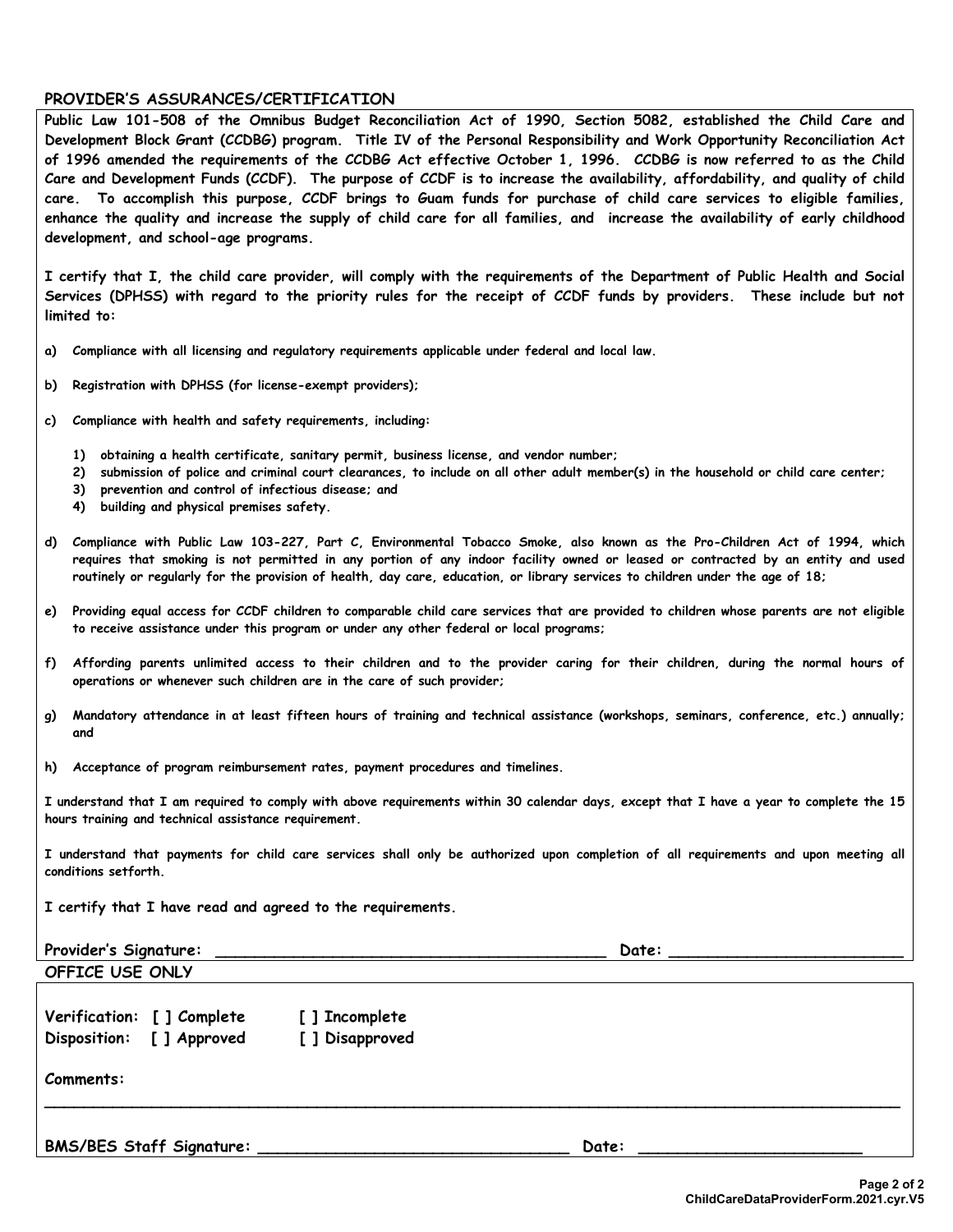## PROVIDER'S ASSURANCES/CERTIFICATION

**Public Law 101-508 of the Omnibus Budget Reconciliation Act of 1990, Section 5082, established the Child Care and Development Block Grant (CCDBG) program. Title IV of the Personal Responsibility and Work Opportunity Reconciliation Act of 1996 amended the requirements of the CCDBG Act effective October 1, 1996. CCDBG is now referred to as the Child Care and Development Funds (CCDF). The purpose of CCDF is to increase the availability, affordability, and quality of child care. To accomplish this purpose, CCDF brings to Guam funds for purchase of child care services to eligible families, enhance the quality and increase the supply of child care for all families, and increase the availability of early childhood development, and school-age programs.**

**I certify that I, the child care provider, will comply with the requirements of the Department of Public Health and Social Services (DPHSS) with regard to the priority rules for the receipt of CCDF funds by providers. These include but not limited to:**

a) Compliance with all licensing and regulatory requirements applicable under federal and local law.

b) Registration with DPHSS (for license-exempt providers);

c) Compliance with health and safety requirements, including:

   1) obtaining a health certificate, sanitary permit, business license, and vendor number;
   2) submission of police and criminal court clearances, to include on all other adult member(s) in the household or child care center;
   3) prevention and control of infectious disease; and
   4) building and physical premises safety.

d) Compliance with Public Law 103-227, Part C, Environmental Tobacco Smoke, also known as the Pro-Children Act of 1994, which requires that smoking is not permitted in any portion of any indoor facility owned or leased or contracted by an entity and used routinely or regularly for the provision of health, day care, education, or library services to children under the age of 18;

e) Providing equal access for CCDF children to comparable child care services that are provided to children whose parents are not eligible to receive assistance under this program or under any other federal or local programs;

f) Affording parents unlimited access to their children and to the provider caring for their children, during the normal hours of operations or whenever such children are in the care of such provider;

g) Mandatory attendance in at least fifteen hours of training and technical assistance (workshops, seminars, conference, etc.) annually; and

h) Acceptance of program reimbursement rates, payment procedures and timelines.

**I understand that I am required to comply with above requirements within 30 calendar days, except that I have a year to complete the 15 hours training and technical assistance requirement.**

**I understand that payments for child care services shall only be authorized upon completion of all requirements and upon meeting all conditions setforth.**

**I certify that I have read and agreed to the requirements.**

**Provider's Signature:** ________________________________________ **Date:** ______________________

**OFFICE USE ONLY**

Verification: [ ] Complete [ ] Incomplete

Disposition: [ ] Approved [ ] Disapproved

Comments:

______________________________________________________________________________________

BMS/BES Staff Signature: ________________________________ Date: ______________________

ChildCareDataProviderForm.2021.cyr.V5